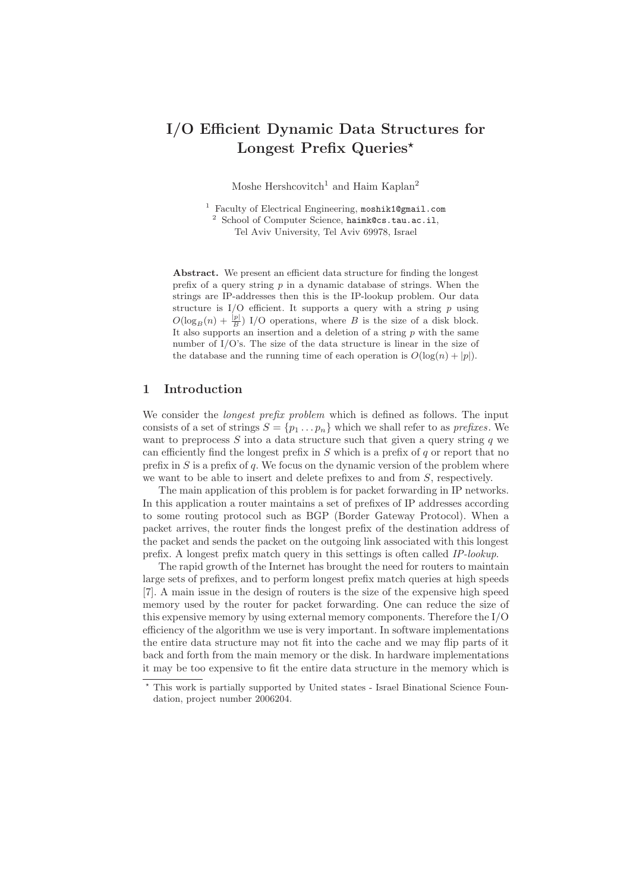# I/O Efficient Dynamic Data Structures for Longest Prefix Queries*

Moshe Hershcovitch[1] and Haim Kaplan[2]

[1] Faculty of Electrical Engineering, moshik1@gmail.com
[2] School of Computer Science, haimk@cs.tau.ac.il,
Tel Aviv University, Tel Aviv 69978, Israel

**Abstract.** We present an efficient data structure for finding the longest prefix of a query string $p$ in a dynamic database of strings. When the strings are IP-addresses then this is the IP-lookup problem. Our data structure is I/O efficient. It supports a query with a string $p$ using $O(\log_B(n) + \frac{|p|}{B})$ I/O operations, where $B$ is the size of a disk block. It also supports an insertion and a deletion of a string $p$ with the same number of I/O's. The size of the data structure is linear in the size of the database and the running time of each operation is $O(\log(n) + |p|)$.

## 1 Introduction

We consider the *longest prefix problem* which is defined as follows. The input consists of a set of strings $S = \{p_1 \ldots p_n\}$ which we shall refer to as *prefixes*. We want to preprocess $S$ into a data structure such that given a query string $q$ we can efficiently find the longest prefix in $S$ which is a prefix of $q$ or report that no prefix in $S$ is a prefix of $q$. We focus on the dynamic version of the problem where we want to be able to insert and delete prefixes to and from $S$, respectively.

The main application of this problem is for packet forwarding in IP networks. In this application a router maintains a set of prefixes of IP addresses according to some routing protocol such as BGP (Border Gateway Protocol). When a packet arrives, the router finds the longest prefix of the destination address of the packet and sends the packet on the outgoing link associated with this longest prefix. A longest prefix match query in this settings is often called *IP-lookup*.

The rapid growth of the Internet has brought the need for routers to maintain large sets of prefixes, and to perform longest prefix match queries at high speeds [7]. A main issue in the design of routers is the size of the expensive high speed memory used by the router for packet forwarding. One can reduce the size of this expensive memory by using external memory components. Therefore the I/O efficiency of the algorithm we use is very important. In software implementations the entire data structure may not fit into the cache and we may flip parts of it back and forth from the main memory or the disk. In hardware implementations it may be too expensive to fit the entire data structure in the memory which is

* This work is partially supported by United states - Israel Binational Science Foundation, project number 2006204.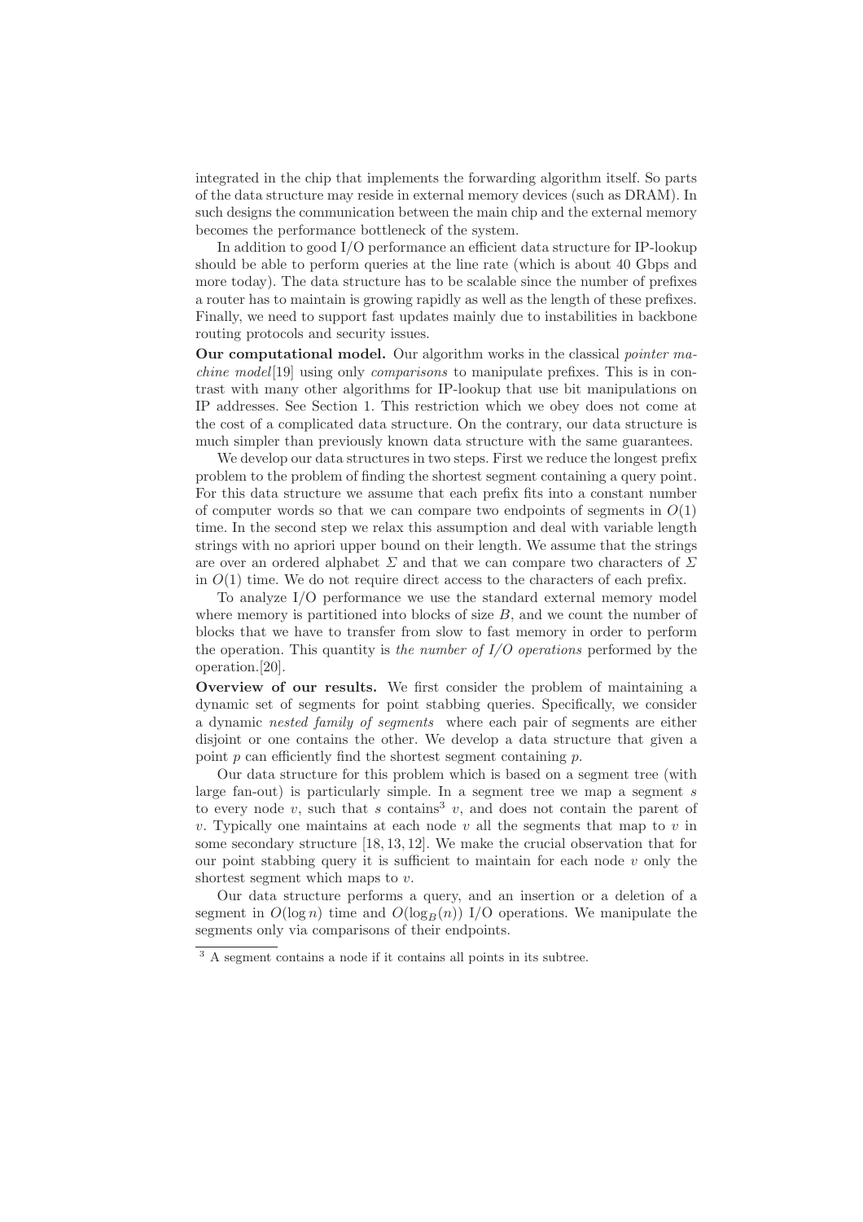integrated in the chip that implements the forwarding algorithm itself. So parts of the data structure may reside in external memory devices (such as DRAM). In such designs the communication between the main chip and the external memory becomes the performance bottleneck of the system.

In addition to good I/O performance an efficient data structure for IP-lookup should be able to perform queries at the line rate (which is about 40 Gbps and more today). The data structure has to be scalable since the number of prefixes a router has to maintain is growing rapidly as well as the length of these prefixes. Finally, we need to support fast updates mainly due to instabilities in backbone routing protocols and security issues.

**Our computational model.** Our algorithm works in the classical *pointer machine model*[19] using only *comparisons* to manipulate prefixes. This is in contrast with many other algorithms for IP-lookup that use bit manipulations on IP addresses. See Section 1. This restriction which we obey does not come at the cost of a complicated data structure. On the contrary, our data structure is much simpler than previously known data structure with the same guarantees.

We develop our data structures in two steps. First we reduce the longest prefix problem to the problem of finding the shortest segment containing a query point. For this data structure we assume that each prefix fits into a constant number of computer words so that we can compare two endpoints of segments in $O(1)$ time. In the second step we relax this assumption and deal with variable length strings with no apriori upper bound on their length. We assume that the strings are over an ordered alphabet $\Sigma$ and that we can compare two characters of $\Sigma$ in $O(1)$ time. We do not require direct access to the characters of each prefix.

To analyze I/O performance we use the standard external memory model where memory is partitioned into blocks of size $B$, and we count the number of blocks that we have to transfer from slow to fast memory in order to perform the operation. This quantity is *the number of I/O operations* performed by the operation.[20].

**Overview of our results.** We first consider the problem of maintaining a dynamic set of segments for point stabbing queries. Specifically, we consider a dynamic *nested family of segments* where each pair of segments are either disjoint or one contains the other. We develop a data structure that given a point $p$ can efficiently find the shortest segment containing $p$.

Our data structure for this problem which is based on a segment tree (with large fan-out) is particularly simple. In a segment tree we map a segment $s$ to every node $v$, such that $s$ contains[3] $v$, and does not contain the parent of $v$. Typically one maintains at each node $v$ all the segments that map to $v$ in some secondary structure [18, 13, 12]. We make the crucial observation that for our point stabbing query it is sufficient to maintain for each node $v$ only the shortest segment which maps to $v$.

Our data structure performs a query, and an insertion or a deletion of a segment in $O(\log n)$ time and $O(\log_B(n))$ I/O operations. We manipulate the segments only via comparisons of their endpoints.

[3] A segment contains a node if it contains all points in its subtree.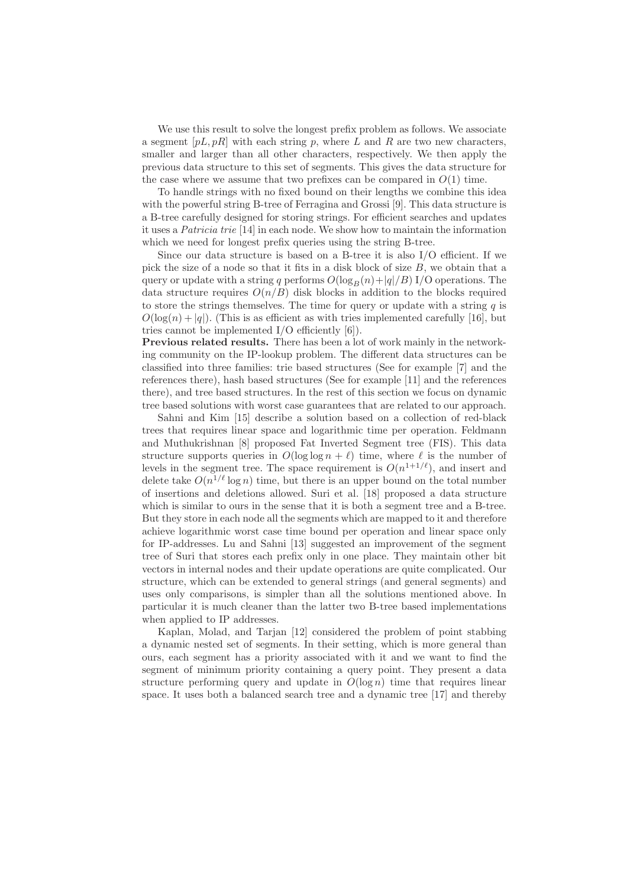We use this result to solve the longest prefix problem as follows. We associate a segment $[pL, pR]$ with each string $p$, where $L$ and $R$ are two new characters, smaller and larger than all other characters, respectively. We then apply the previous data structure to this set of segments. This gives the data structure for the case where we assume that two prefixes can be compared in $O(1)$ time.

To handle strings with no fixed bound on their lengths we combine this idea with the powerful string B-tree of Ferragina and Grossi [9]. This data structure is a B-tree carefully designed for storing strings. For efficient searches and updates it uses a *Patricia trie* [14] in each node. We show how to maintain the information which we need for longest prefix queries using the string B-tree.

Since our data structure is based on a B-tree it is also I/O efficient. If we pick the size of a node so that it fits in a disk block of size $B$, we obtain that a query or update with a string $q$ performs $O(\log_B(n) + |q|/B)$ I/O operations. The data structure requires $O(n/B)$ disk blocks in addition to the blocks required to store the strings themselves. The time for query or update with a string $q$ is $O(\log(n) + |q|)$. (This is as efficient as with tries implemented carefully [16], but tries cannot be implemented I/O efficiently [6]).

**Previous related results.** There has been a lot of work mainly in the networking community on the IP-lookup problem. The different data structures can be classified into three families: trie based structures (See for example [7] and the references there), hash based structures (See for example [11] and the references there), and tree based structures. In the rest of this section we focus on dynamic tree based solutions with worst case guarantees that are related to our approach.

Sahni and Kim [15] describe a solution based on a collection of red-black trees that requires linear space and logarithmic time per operation. Feldmann and Muthukrishnan [8] proposed Fat Inverted Segment tree (FIS). This data structure supports queries in $O(\log\log n + \ell)$ time, where $\ell$ is the number of levels in the segment tree. The space requirement is $O(n^{1+1/\ell})$, and insert and delete take $O(n^{1/\ell} \log n)$ time, but there is an upper bound on the total number of insertions and deletions allowed. Suri et al. [18] proposed a data structure which is similar to ours in the sense that it is both a segment tree and a B-tree. But they store in each node all the segments which are mapped to it and therefore achieve logarithmic worst case time bound per operation and linear space only for IP-addresses. Lu and Sahni [13] suggested an improvement of the segment tree of Suri that stores each prefix only in one place. They maintain other bit vectors in internal nodes and their update operations are quite complicated. Our structure, which can be extended to general strings (and general segments) and uses only comparisons, is simpler than all the solutions mentioned above. In particular it is much cleaner than the latter two B-tree based implementations when applied to IP addresses.

Kaplan, Molad, and Tarjan [12] considered the problem of point stabbing a dynamic nested set of segments. In their setting, which is more general than ours, each segment has a priority associated with it and we want to find the segment of minimum priority containing a query point. They present a data structure performing query and update in $O(\log n)$ time that requires linear space. It uses both a balanced search tree and a dynamic tree [17] and thereby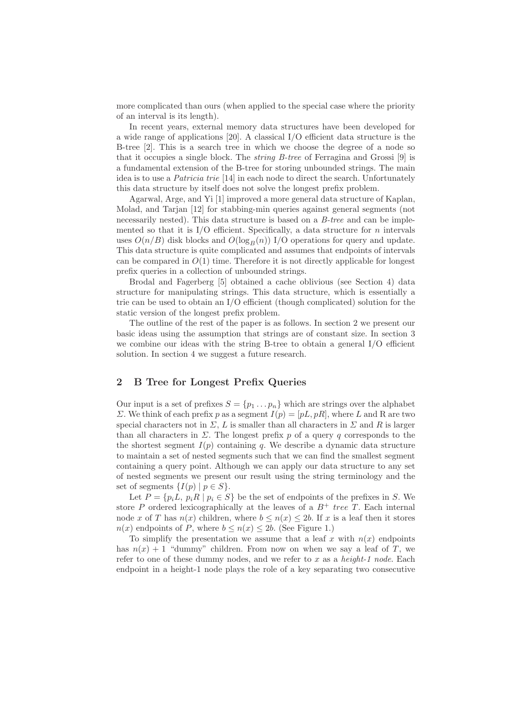more complicated than ours (when applied to the special case where the priority of an interval is its length).

In recent years, external memory data structures have been developed for a wide range of applications [20]. A classical I/O efficient data structure is the B-tree [2]. This is a search tree in which we choose the degree of a node so that it occupies a single block. The *string B-tree* of Ferragina and Grossi [9] is a fundamental extension of the B-tree for storing unbounded strings. The main idea is to use a *Patricia trie* [14] in each node to direct the search. Unfortunately this data structure by itself does not solve the longest prefix problem.

Agarwal, Arge, and Yi [1] improved a more general data structure of Kaplan, Molad, and Tarjan [12] for stabbing-min queries against general segments (not necessarily nested). This data structure is based on a *B-tree* and can be implemented so that it is I/O efficient. Specifically, a data structure for $n$ intervals uses $O(n/B)$ disk blocks and $O(\log_B(n))$ I/O operations for query and update. This data structure is quite complicated and assumes that endpoints of intervals can be compared in $O(1)$ time. Therefore it is not directly applicable for longest prefix queries in a collection of unbounded strings.

Brodal and Fagerberg [5] obtained a cache oblivious (see Section 4) data structure for manipulating strings. This data structure, which is essentially a trie can be used to obtain an I/O efficient (though complicated) solution for the static version of the longest prefix problem.

The outline of the rest of the paper is as follows. In section 2 we present our basic ideas using the assumption that strings are of constant size. In section 3 we combine our ideas with the string B-tree to obtain a general I/O efficient solution. In section 4 we suggest a future research.

## 2 B Tree for Longest Prefix Queries

Our input is a set of prefixes $S = \{p_1 \ldots p_n\}$ which are strings over the alphabet $\Sigma$. We think of each prefix $p$ as a segment $I(p) = [pL, pR]$, where $L$ and R are two special characters not in $\Sigma$, $L$ is smaller than all characters in $\Sigma$ and $R$ is larger than all characters in $\Sigma$. The longest prefix $p$ of a query $q$ corresponds to the the shortest segment $I(p)$ containing $q$. We describe a dynamic data structure to maintain a set of nested segments such that we can find the smallest segment containing a query point. Although we can apply our data structure to any set of nested segments we present our result using the string terminology and the set of segments $\{I(p) \mid p \in S\}$.

Let $P = \{p_iL,\ p_iR \mid p_i \in S\}$ be the set of endpoints of the prefixes in $S$. We store $P$ ordered lexicographically at the leaves of a $B^+$ *tree* $T$. Each internal node $x$ of $T$ has $n(x)$ children, where $b \leq n(x) \leq 2b$. If $x$ is a leaf then it stores $n(x)$ endpoints of $P$, where $b \leq n(x) \leq 2b$. (See Figure 1.)

To simplify the presentation we assume that a leaf $x$ with $n(x)$ endpoints has $n(x) + 1$ "dummy" children. From now on when we say a leaf of $T$, we refer to one of these dummy nodes, and we refer to $x$ as a *height-1 node*. Each endpoint in a height-1 node plays the role of a key separating two consecutive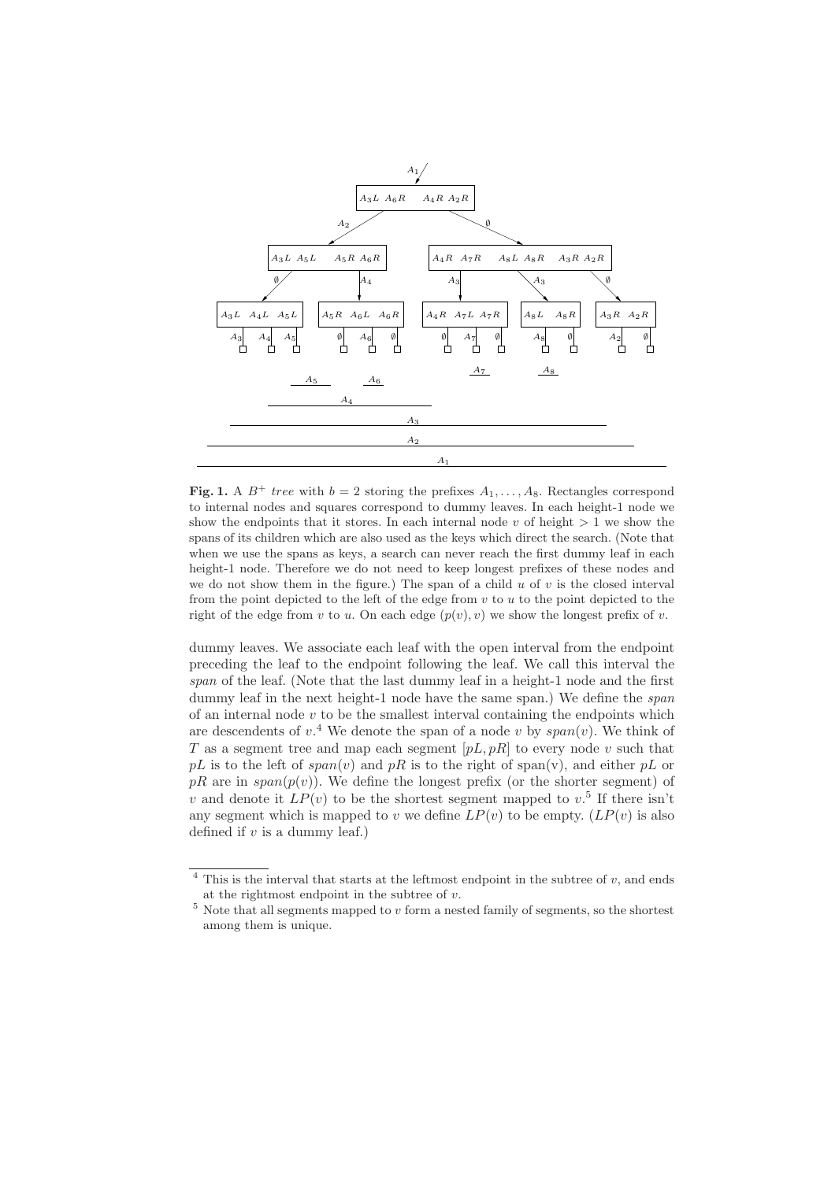**Fig. 1.** A $B^+$ *tree* with $b = 2$ storing the prefixes $A_1, \ldots, A_8$. Rectangles correspond to internal nodes and squares correspond to dummy leaves. In each height-1 node we show the endpoints that it stores. In each internal node $v$ of height $> 1$ we show the spans of its children which are also used as the keys which direct the search. (Note that when we use the spans as keys, a search can never reach the first dummy leaf in each height-1 node. Therefore we do not need to keep longest prefixes of these nodes and we do not show them in the figure.) The span of a child $u$ of $v$ is the closed interval from the point depicted to the left of the edge from $v$ to $u$ to the point depicted to the right of the edge from $v$ to $u$. On each edge $(p(v), v)$ we show the longest prefix of $v$.

dummy leaves. We associate each leaf with the open interval from the endpoint preceding the leaf to the endpoint following the leaf. We call this interval the *span* of the leaf. (Note that the last dummy leaf in a height-1 node and the first dummy leaf in the next height-1 node have the same span.) We define the *span* of an internal node $v$ to be the smallest interval containing the endpoints which are descendents of $v$.[4] We denote the span of a node $v$ by $span(v)$. We think of $T$ as a segment tree and map each segment $[pL, pR]$ to every node $v$ such that $pL$ is to the left of $span(v)$ and $pR$ is to the right of span(v), and either $pL$ or $pR$ are in $span(p(v))$. We define the longest prefix (or the shorter segment) of $v$ and denote it $LP(v)$ to be the shortest segment mapped to $v$.[5] If there isn't any segment which is mapped to $v$ we define $LP(v)$ to be empty. ($LP(v)$ is also defined if $v$ is a dummy leaf.)

[4] This is the interval that starts at the leftmost endpoint in the subtree of $v$, and ends at the rightmost endpoint in the subtree of $v$.

[5] Note that all segments mapped to $v$ form a nested family of segments, so the shortest among them is unique.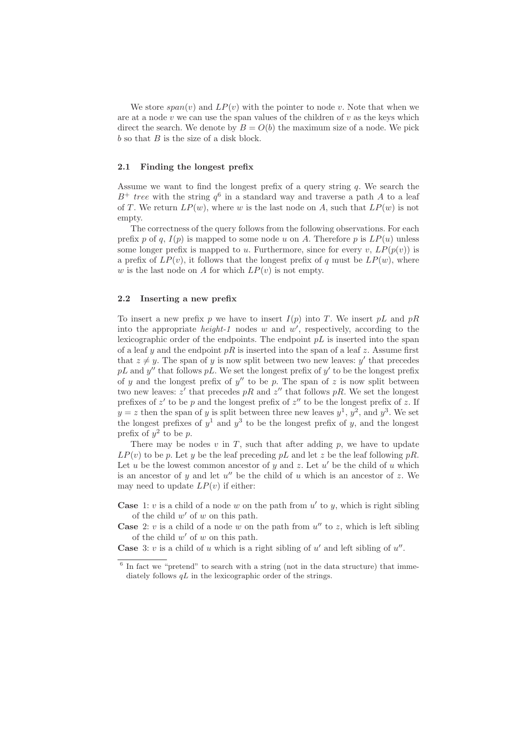We store $span(v)$ and $LP(v)$ with the pointer to node $v$. Note that when we are at a node $v$ we can use the span values of the children of $v$ as the keys which direct the search. We denote by $B = O(b)$ the maximum size of a node. We pick $b$ so that $B$ is the size of a disk block.

### 2.1 Finding the longest prefix

Assume we want to find the longest prefix of a query string $q$. We search the $B^+$ *tree* with the string $q$[6] in a standard way and traverse a path $A$ to a leaf of $T$. We return $LP(w)$, where $w$ is the last node on $A$, such that $LP(w)$ is not empty.

The correctness of the query follows from the following observations. For each prefix $p$ of $q$, $I(p)$ is mapped to some node $u$ on $A$. Therefore $p$ is $LP(u)$ unless some longer prefix is mapped to $u$. Furthermore, since for every $v$, $LP(p(v))$ is a prefix of $LP(v)$, it follows that the longest prefix of $q$ must be $LP(w)$, where $w$ is the last node on $A$ for which $LP(v)$ is not empty.

### 2.2 Inserting a new prefix

To insert a new prefix $p$ we have to insert $I(p)$ into $T$. We insert $pL$ and $pR$ into the appropriate *height-1* nodes $w$ and $w'$, respectively, according to the lexicographic order of the endpoints. The endpoint $pL$ is inserted into the span of a leaf $y$ and the endpoint $pR$ is inserted into the span of a leaf $z$. Assume first that $z \neq y$. The span of $y$ is now split between two new leaves: $y'$ that precedes $pL$ and $y''$ that follows $pL$. We set the longest prefix of $y'$ to be the longest prefix of $y$ and the longest prefix of $y''$ to be $p$. The span of $z$ is now split between two new leaves: $z'$ that precedes $pR$ and $z''$ that follows $pR$. We set the longest prefixes of $z'$ to be $p$ and the longest prefix of $z''$ to be the longest prefix of $z$. If $y = z$ then the span of $y$ is split between three new leaves $y^1$, $y^2$, and $y^3$. We set the longest prefixes of $y^1$ and $y^3$ to be the longest prefix of $y$, and the longest prefix of $y^2$ to be $p$.

There may be nodes $v$ in $T$, such that after adding $p$, we have to update $LP(v)$ to be $p$. Let $y$ be the leaf preceding $pL$ and let $z$ be the leaf following $pR$. Let $u$ be the lowest common ancestor of $y$ and $z$. Let $u'$ be the child of $u$ which is an ancestor of $y$ and let $u''$ be the child of $u$ which is an ancestor of $z$. We may need to update $LP(v)$ if either:

**Case** 1: $v$ is a child of a node $w$ on the path from $u'$ to $y$, which is right sibling of the child $w'$ of $w$ on this path.

**Case** 2: $v$ is a child of a node $w$ on the path from $u''$ to $z$, which is left sibling of the child $w'$ of $w$ on this path.

**Case** 3: $v$ is a child of $u$ which is a right sibling of $u'$ and left sibling of $u''$.

[6] In fact we "pretend" to search with a string (not in the data structure) that immediately follows $qL$ in the lexicographic order of the strings.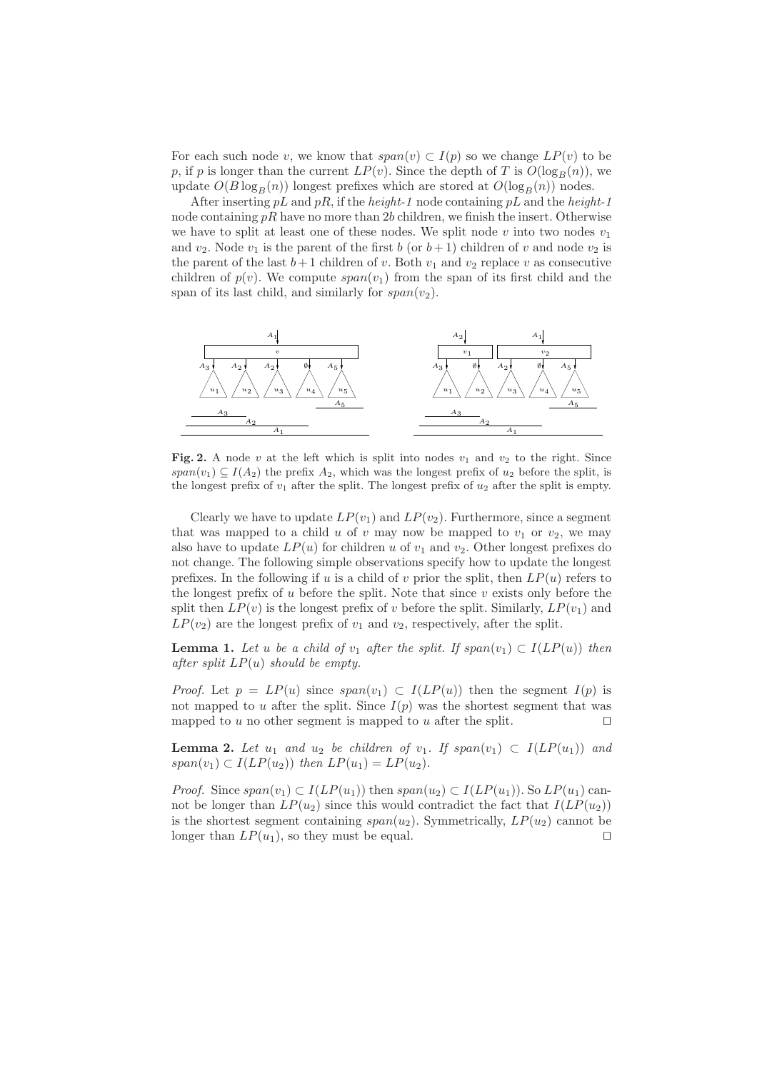For each such node $v$, we know that $span(v) \subset I(p)$ so we change $LP(v)$ to be $p$, if $p$ is longer than the current $LP(v)$. Since the depth of $T$ is $O(\log_B(n))$, we update $O(B \log_B(n))$ longest prefixes which are stored at $O(\log_B(n))$ nodes.

After inserting $pL$ and $pR$, if the *height-1* node containing $pL$ and the *height-1* node containing $pR$ have no more than $2b$ children, we finish the insert. Otherwise we have to split at least one of these nodes. We split node $v$ into two nodes $v_1$ and $v_2$. Node $v_1$ is the parent of the first $b$ (or $b+1$) children of $v$ and node $v_2$ is the parent of the last $b+1$ children of $v$. Both $v_1$ and $v_2$ replace $v$ as consecutive children of $p(v)$. We compute $span(v_1)$ from the span of its first child and the span of its last child, and similarly for $span(v_2)$.

**Fig. 2.** A node $v$ at the left which is split into nodes $v_1$ and $v_2$ to the right. Since $span(v_1) \subseteq I(A_2)$ the prefix $A_2$, which was the longest prefix of $u_2$ before the split, is the longest prefix of $v_1$ after the split. The longest prefix of $u_2$ after the split is empty.

Clearly we have to update $LP(v_1)$ and $LP(v_2)$. Furthermore, since a segment that was mapped to a child $u$ of $v$ may now be mapped to $v_1$ or $v_2$, we may also have to update $LP(u)$ for children $u$ of $v_1$ and $v_2$. Other longest prefixes do not change. The following simple observations specify how to update the longest prefixes. In the following if $u$ is a child of $v$ prior the split, then $LP(u)$ refers to the longest prefix of $u$ before the split. Note that since $v$ exists only before the split then $LP(v)$ is the longest prefix of $v$ before the split. Similarly, $LP(v_1)$ and $LP(v_2)$ are the longest prefix of $v_1$ and $v_2$, respectively, after the split.

**Lemma 1.** *Let $u$ be a child of $v_1$ after the split. If $span(v_1) \subset I(LP(u))$ then after split $LP(u)$ should be empty.*

*Proof.* Let $p = LP(u)$ since $span(v_1) \subset I(LP(u))$ then the segment $I(p)$ is not mapped to $u$ after the split. Since $I(p)$ was the shortest segment that was mapped to $u$ no other segment is mapped to $u$ after the split. $\square$

**Lemma 2.** *Let $u_1$ and $u_2$ be children of $v_1$. If $span(v_1) \subset I(LP(u_1))$ and $span(v_1) \subset I(LP(u_2))$ then $LP(u_1) = LP(u_2)$.*

*Proof.* Since $span(v_1) \subset I(LP(u_1))$ then $span(u_2) \subset I(LP(u_1))$. So $LP(u_1)$ cannot be longer than $LP(u_2)$ since this would contradict the fact that $I(LP(u_2))$ is the shortest segment containing $span(u_2)$. Symmetrically, $LP(u_2)$ cannot be longer than $LP(u_1)$, so they must be equal. $\square$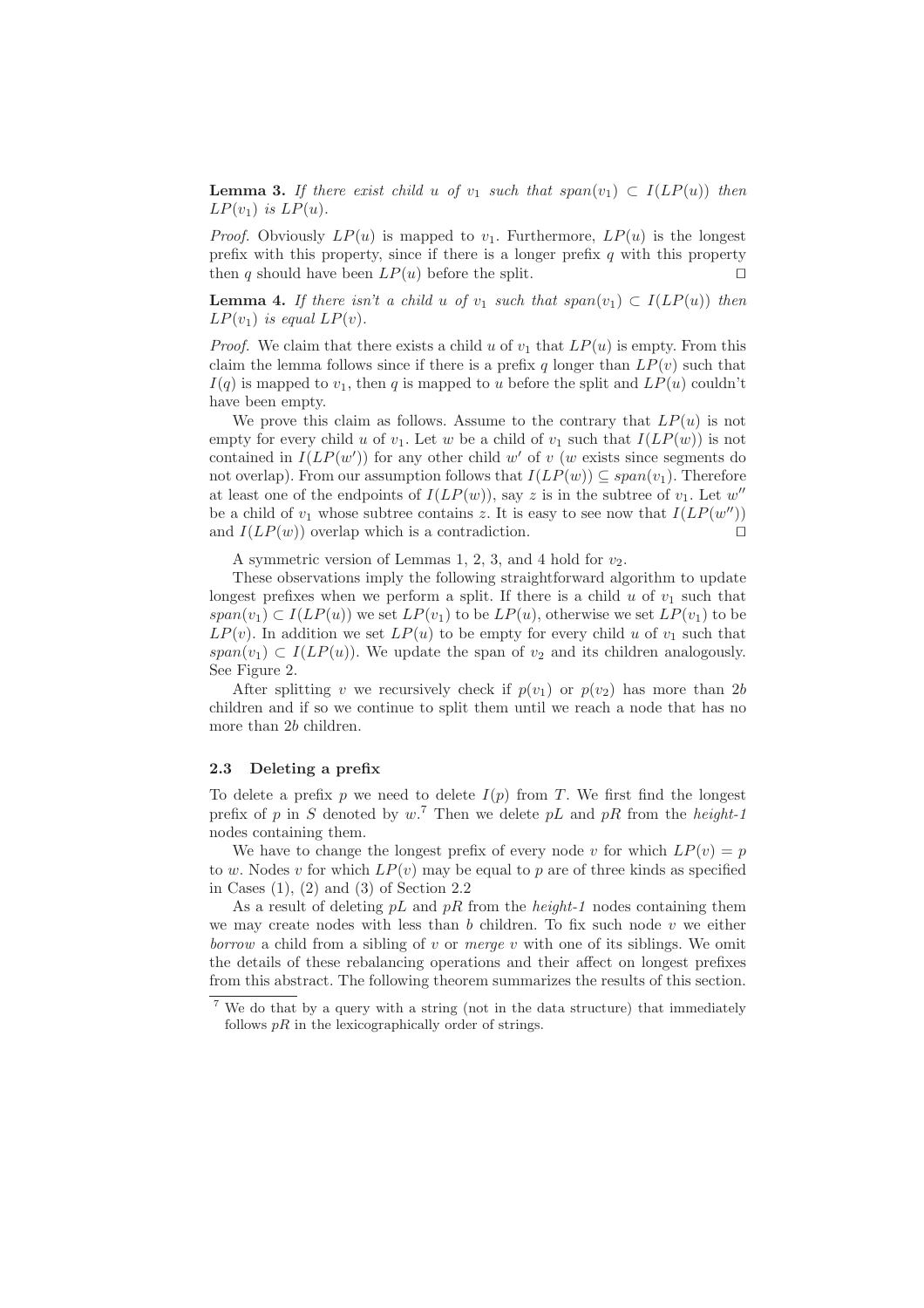**Lemma 3.** *If there exist child $u$ of $v_1$ such that $span(v_1) \subset I(LP(u))$ then $LP(v_1)$ is $LP(u)$.*

*Proof.* Obviously $LP(u)$ is mapped to $v_1$. Furthermore, $LP(u)$ is the longest prefix with this property, since if there is a longer prefix $q$ with this property then $q$ should have been $LP(u)$ before the split. ⊓⊔

**Lemma 4.** *If there isn't a child $u$ of $v_1$ such that $span(v_1) \subset I(LP(u))$ then $LP(v_1)$ is equal $LP(v)$.*

*Proof.* We claim that there exists a child $u$ of $v_1$ that $LP(u)$ is empty. From this claim the lemma follows since if there is a prefix $q$ longer than $LP(v)$ such that $I(q)$ is mapped to $v_1$, then $q$ is mapped to $u$ before the split and $LP(u)$ couldn't have been empty.

We prove this claim as follows. Assume to the contrary that $LP(u)$ is not empty for every child $u$ of $v_1$. Let $w$ be a child of $v_1$ such that $I(LP(w))$ is not contained in $I(LP(w'))$ for any other child $w'$ of $v$ ($w$ exists since segments do not overlap). From our assumption follows that $I(LP(w)) \subseteq span(v_1)$. Therefore at least one of the endpoints of $I(LP(w))$, say $z$ is in the subtree of $v_1$. Let $w''$ be a child of $v_1$ whose subtree contains $z$. It is easy to see now that $I(LP(w''))$ and $I(LP(w))$ overlap which is a contradiction. ⊓⊔

A symmetric version of Lemmas 1, 2, 3, and 4 hold for $v_2$.

These observations imply the following straightforward algorithm to update longest prefixes when we perform a split. If there is a child $u$ of $v_1$ such that $span(v_1) \subset I(LP(u))$ we set $LP(v_1)$ to be $LP(u)$, otherwise we set $LP(v_1)$ to be $LP(v)$. In addition we set $LP(u)$ to be empty for every child $u$ of $v_1$ such that $span(v_1) \subset I(LP(u))$. We update the span of $v_2$ and its children analogously. See Figure 2.

After splitting $v$ we recursively check if $p(v_1)$ or $p(v_2)$ has more than $2b$ children and if so we continue to split them until we reach a node that has no more than $2b$ children.

### 2.3 Deleting a prefix

To delete a prefix $p$ we need to delete $I(p)$ from $T$. We first find the longest prefix of $p$ in $S$ denoted by $w$.[7] Then we delete $pL$ and $pR$ from the *height-1* nodes containing them.

We have to change the longest prefix of every node $v$ for which $LP(v) = p$ to $w$. Nodes $v$ for which $LP(v)$ may be equal to $p$ are of three kinds as specified in Cases (1), (2) and (3) of Section 2.2

As a result of deleting $pL$ and $pR$ from the *height-1* nodes containing them we may create nodes with less than $b$ children. To fix such node $v$ we either *borrow* a child from a sibling of $v$ or *merge* $v$ with one of its siblings. We omit the details of these rebalancing operations and their affect on longest prefixes from this abstract. The following theorem summarizes the results of this section.

[7] We do that by a query with a string (not in the data structure) that immediately follows $pR$ in the lexicographically order of strings.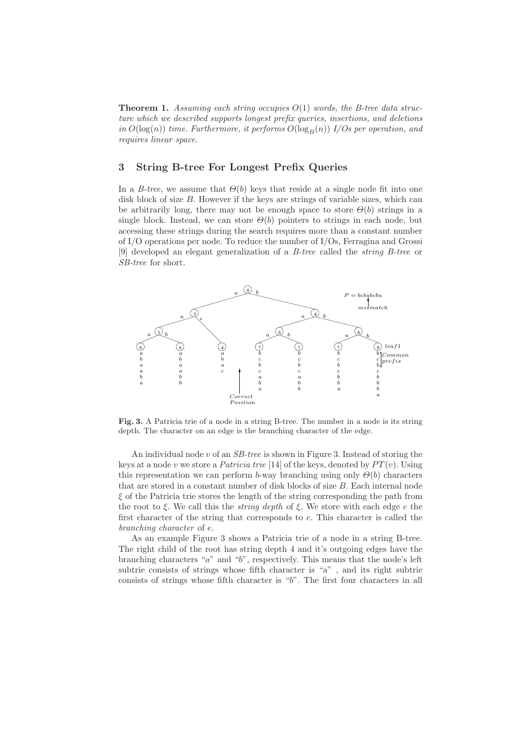**Theorem 1.** *Assuming each string occupies $O(1)$ words, the B-tree data structure which we described supports longest prefix queries, insertions, and deletions in $O(\log(n))$ time. Furthermore, it performs $O(\log_B(n))$ I/Os per operation, and requires linear space.*

## 3 String B-tree For Longest Prefix Queries

In a *B-tree*, we assume that $\Theta(b)$ keys that reside at a single node fit into one disk block of size $B$. However if the keys are strings of variable sizes, which can be arbitrarily long, there may not be enough space to store $\Theta(b)$ strings in a single block. Instead, we can store $\Theta(b)$ pointers to strings in each node, but accessing these strings during the search requires more than a constant number of I/O operations per node. To reduce the number of I/Os, Ferragina and Grossi [9] developed an elegant generalization of a *B-tree* called the *string B-tree* or *SB-tree* for short.

**Fig. 3.** A Patricia trie of a node in a string B-tree. The number in a node is its string depth. The character on an edge is the branching character of the edge.

An individual node $v$ of an *SB-tree* is shown in Figure 3. Instead of storing the keys at a node $v$ we store a *Patricia trie* [14] of the keys, denoted by $PT(v)$. Using this representation we can perform $b$-way branching using only $\Theta(b)$ characters that are stored in a constant number of disk blocks of size $B$. Each internal node $\xi$ of the Patricia trie stores the length of the string corresponding the path from the root to $\xi$. We call this the *string depth* of $\xi$. We store with each edge $e$ the first character of the string that corresponds to $e$. This character is called the *branching character* of $e$.

As an example Figure 3 shows a Patricia trie of a node in a string B-tree. The right child of the root has string depth 4 and it's outgoing edges have the branching characters "$a$" and "$b$", respectively. This means that the node's left subtrie consists of strings whose fifth character is "a" , and its right subtrie consists of strings whose fifth character is "$b$". The first four characters in all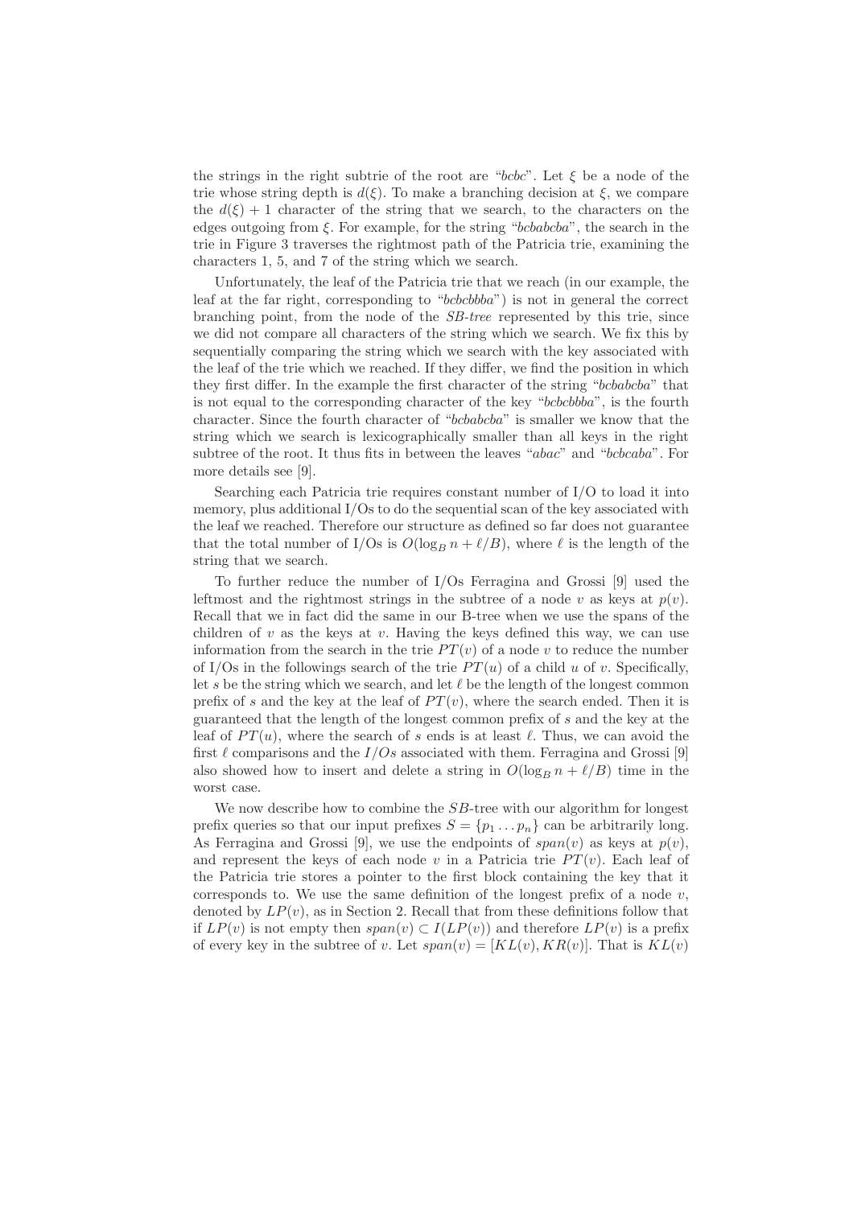the strings in the right subtrie of the root are "*bcbc*". Let $\xi$ be a node of the trie whose string depth is $d(\xi)$. To make a branching decision at $\xi$, we compare the $d(\xi)+1$ character of the string that we search, to the characters on the edges outgoing from $\xi$. For example, for the string "*bcbabcba*", the search in the trie in Figure 3 traverses the rightmost path of the Patricia trie, examining the characters 1, 5, and 7 of the string which we search.

Unfortunately, the leaf of the Patricia trie that we reach (in our example, the leaf at the far right, corresponding to "*bcbcbbba*") is not in general the correct branching point, from the node of the *SB-tree* represented by this trie, since we did not compare all characters of the string which we search. We fix this by sequentially comparing the string which we search with the key associated with the leaf of the trie which we reached. If they differ, we find the position in which they first differ. In the example the first character of the string "*bcbabcba*" that is not equal to the corresponding character of the key "*bcbcbbba*", is the fourth character. Since the fourth character of "*bcbabcba*" is smaller we know that the string which we search is lexicographically smaller than all keys in the right subtree of the root. It thus fits in between the leaves "*abac*" and "*bcbcaba*". For more details see [9].

Searching each Patricia trie requires constant number of I/O to load it into memory, plus additional I/Os to do the sequential scan of the key associated with the leaf we reached. Therefore our structure as defined so far does not guarantee that the total number of I/Os is $O(\log_B n + \ell/B)$, where $\ell$ is the length of the string that we search.

To further reduce the number of I/Os Ferragina and Grossi [9] used the leftmost and the rightmost strings in the subtree of a node $v$ as keys at $p(v)$. Recall that we in fact did the same in our B-tree when we use the spans of the children of $v$ as the keys at $v$. Having the keys defined this way, we can use information from the search in the trie $PT(v)$ of a node $v$ to reduce the number of I/Os in the followings search of the trie $PT(u)$ of a child $u$ of $v$. Specifically, let $s$ be the string which we search, and let $\ell$ be the length of the longest common prefix of $s$ and the key at the leaf of $PT(v)$, where the search ended. Then it is guaranteed that the length of the longest common prefix of $s$ and the key at the leaf of $PT(u)$, where the search of $s$ ends is at least $\ell$. Thus, we can avoid the first $\ell$ comparisons and the $I/Os$ associated with them. Ferragina and Grossi [9] also showed how to insert and delete a string in $O(\log_B n + \ell/B)$ time in the worst case.

We now describe how to combine the *SB*-tree with our algorithm for longest prefix queries so that our input prefixes $S = \{p_1 \ldots p_n\}$ can be arbitrarily long. As Ferragina and Grossi [9], we use the endpoints of $span(v)$ as keys at $p(v)$, and represent the keys of each node $v$ in a Patricia trie $PT(v)$. Each leaf of the Patricia trie stores a pointer to the first block containing the key that it corresponds to. We use the same definition of the longest prefix of a node $v$, denoted by $LP(v)$, as in Section 2. Recall that from these definitions follow that if $LP(v)$ is not empty then $span(v) \subset I(LP(v))$ and therefore $LP(v)$ is a prefix of every key in the subtree of $v$. Let $span(v) = [KL(v), KR(v)]$. That is $KL(v)$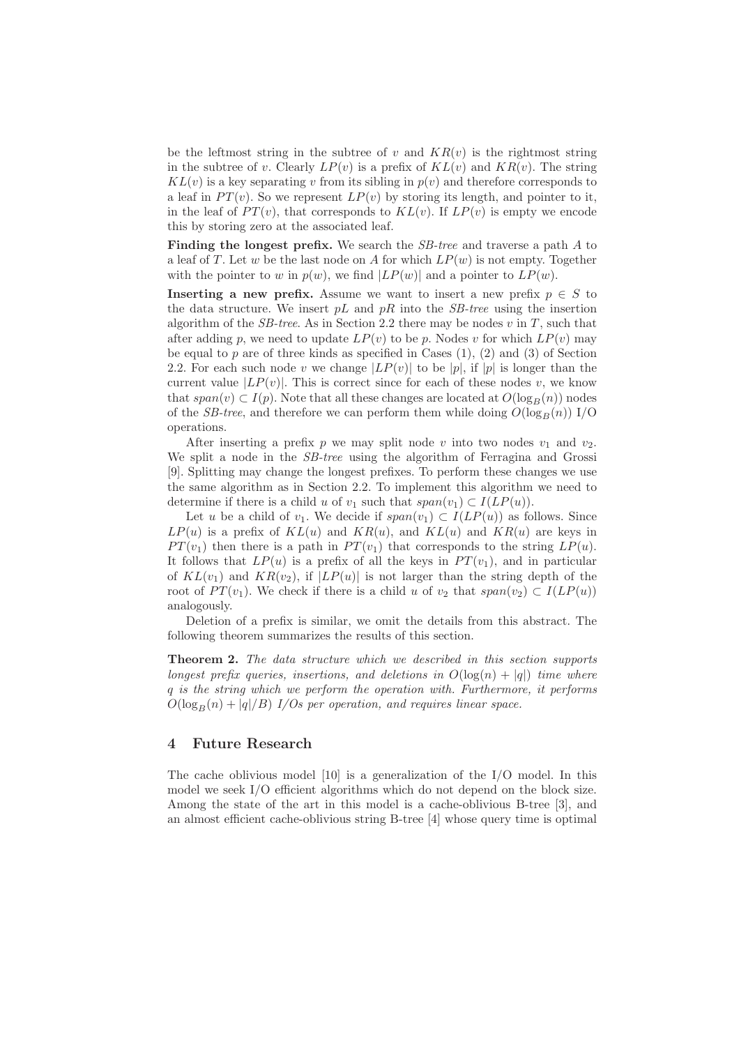be the leftmost string in the subtree of $v$ and $KR(v)$ is the rightmost string in the subtree of $v$. Clearly $LP(v)$ is a prefix of $KL(v)$ and $KR(v)$. The string $KL(v)$ is a key separating $v$ from its sibling in $p(v)$ and therefore corresponds to a leaf in $PT(v)$. So we represent $LP(v)$ by storing its length, and pointer to it, in the leaf of $PT(v)$, that corresponds to $KL(v)$. If $LP(v)$ is empty we encode this by storing zero at the associated leaf.

**Finding the longest prefix.** We search the *SB-tree* and traverse a path $A$ to a leaf of $T$. Let $w$ be the last node on $A$ for which $LP(w)$ is not empty. Together with the pointer to $w$ in $p(w)$, we find $|LP(w)|$ and a pointer to $LP(w)$.

**Inserting a new prefix.** Assume we want to insert a new prefix $p \in S$ to the data structure. We insert $pL$ and $pR$ into the *SB-tree* using the insertion algorithm of the *SB-tree*. As in Section 2.2 there may be nodes $v$ in $T$, such that after adding $p$, we need to update $LP(v)$ to be $p$. Nodes $v$ for which $LP(v)$ may be equal to $p$ are of three kinds as specified in Cases (1), (2) and (3) of Section 2.2. For each such node $v$ we change $|LP(v)|$ to be $|p|$, if $|p|$ is longer than the current value $|LP(v)|$. This is correct since for each of these nodes $v$, we know that $span(v) \subset I(p)$. Note that all these changes are located at $O(\log_B(n))$ nodes of the *SB-tree*, and therefore we can perform them while doing $O(\log_B(n))$ I/O operations.

After inserting a prefix $p$ we may split node $v$ into two nodes $v_1$ and $v_2$. We split a node in the *SB-tree* using the algorithm of Ferragina and Grossi [9]. Splitting may change the longest prefixes. To perform these changes we use the same algorithm as in Section 2.2. To implement this algorithm we need to determine if there is a child $u$ of $v_1$ such that $span(v_1) \subset I(LP(u))$.

Let $u$ be a child of $v_1$. We decide if $span(v_1) \subset I(LP(u))$ as follows. Since $LP(u)$ is a prefix of $KL(u)$ and $KR(u)$, and $KL(u)$ and $KR(u)$ are keys in $PT(v_1)$ then there is a path in $PT(v_1)$ that corresponds to the string $LP(u)$. It follows that $LP(u)$ is a prefix of all the keys in $PT(v_1)$, and in particular of $KL(v_1)$ and $KR(v_2)$, if $|LP(u)|$ is not larger than the string depth of the root of $PT(v_1)$. We check if there is a child $u$ of $v_2$ that $span(v_2) \subset I(LP(u))$ analogously.

Deletion of a prefix is similar, we omit the details from this abstract. The following theorem summarizes the results of this section.

**Theorem 2.** *The data structure which we described in this section supports longest prefix queries, insertions, and deletions in $O(\log(n) + |q|)$ time where $q$ is the string which we perform the operation with. Furthermore, it performs $O(\log_B(n) + |q|/B)$ I/Os per operation, and requires linear space.*

## 4 Future Research

The cache oblivious model [10] is a generalization of the I/O model. In this model we seek I/O efficient algorithms which do not depend on the block size. Among the state of the art in this model is a cache-oblivious B-tree [3], and an almost efficient cache-oblivious string B-tree [4] whose query time is optimal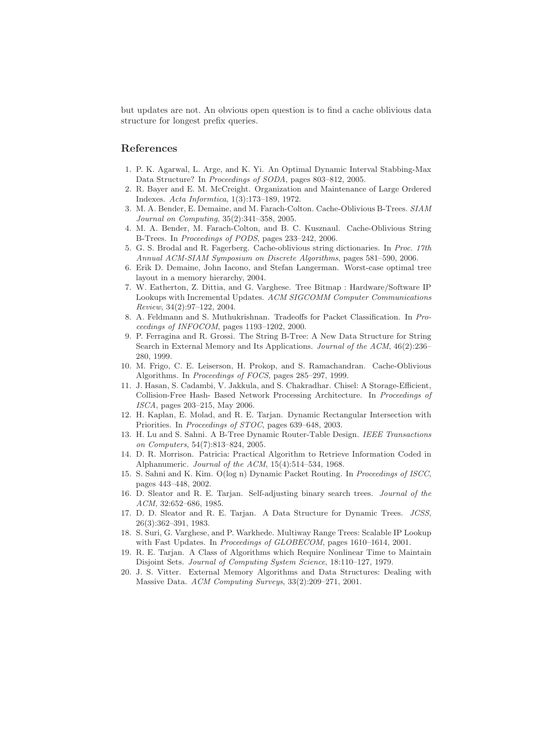but updates are not. An obvious open question is to find a cache oblivious data structure for longest prefix queries.

## References

1. P. K. Agarwal, L. Arge, and K. Yi. An Optimal Dynamic Interval Stabbing-Max Data Structure? In *Proceedings of SODA*, pages 803–812, 2005.
2. R. Bayer and E. M. McCreight. Organization and Maintenance of Large Ordered Indexes. *Acta Informtica*, 1(3):173–189, 1972.
3. M. A. Bender, E. Demaine, and M. Farach-Colton. Cache-Oblivious B-Trees. *SIAM Journal on Computing*, 35(2):341–358, 2005.
4. M. A. Bender, M. Farach-Colton, and B. C. Kusznaul. Cache-Oblivious String B-Trees. In *Proceedings of PODS*, pages 233–242, 2006.
5. G. S. Brodal and R. Fagerberg. Cache-oblivious string dictionaries. In *Proc. 17th Annual ACM-SIAM Symposium on Discrete Algorithms*, pages 581–590, 2006.
6. Erik D. Demaine, John Iacono, and Stefan Langerman. Worst-case optimal tree layout in a memory hierarchy, 2004.
7. W. Eatherton, Z. Dittia, and G. Varghese. Tree Bitmap : Hardware/Software IP Lookups with Incremental Updates. *ACM SIGCOMM Computer Communications Review*, 34(2):97–122, 2004.
8. A. Feldmann and S. Muthukrishnan. Tradeoffs for Packet Classification. In *Proceedings of INFOCOM*, pages 1193–1202, 2000.
9. P. Ferragina and R. Grossi. The String B-Tree: A New Data Structure for String Search in External Memory and Its Applications. *Journal of the ACM*, 46(2):236–280, 1999.
10. M. Frigo, C. E. Leiserson, H. Prokop, and S. Ramachandran. Cache-Oblivious Algorithms. In *Proceedings of FOCS*, pages 285–297, 1999.
11. J. Hasan, S. Cadambi, V. Jakkula, and S. Chakradhar. Chisel: A Storage-Efficient, Collision-Free Hash- Based Network Processing Architecture. In *Proceedings of ISCA*, pages 203–215, May 2006.
12. H. Kaplan, E. Molad, and R. E. Tarjan. Dynamic Rectangular Intersection with Priorities. In *Proceedings of STOC*, pages 639–648, 2003.
13. H. Lu and S. Sahni. A B-Tree Dynamic Router-Table Design. *IEEE Transactions on Computers*, 54(7):813–824, 2005.
14. D. R. Morrison. Patricia: Practical Algorithm to Retrieve Information Coded in Alphanumeric. *Journal of the ACM*, 15(4):514–534, 1968.
15. S. Sahni and K. Kim. O(log n) Dynamic Packet Routing. In *Proceedings of ISCC*, pages 443–448, 2002.
16. D. Sleator and R. E. Tarjan. Self-adjusting binary search trees. *Journal of the ACM*, 32:652–686, 1985.
17. D. D. Sleator and R. E. Tarjan. A Data Structure for Dynamic Trees. *JCSS*, 26(3):362–391, 1983.
18. S. Suri, G. Varghese, and P. Warkhede. Multiway Range Trees: Scalable IP Lookup with Fast Updates. In *Proceedings of GLOBECOM*, pages 1610–1614, 2001.
19. R. E. Tarjan. A Class of Algorithms which Require Nonlinear Time to Maintain Disjoint Sets. *Journal of Computing System Science*, 18:110–127, 1979.
20. J. S. Vitter. External Memory Algorithms and Data Structures: Dealing with Massive Data. *ACM Computing Surveys*, 33(2):209–271, 2001.